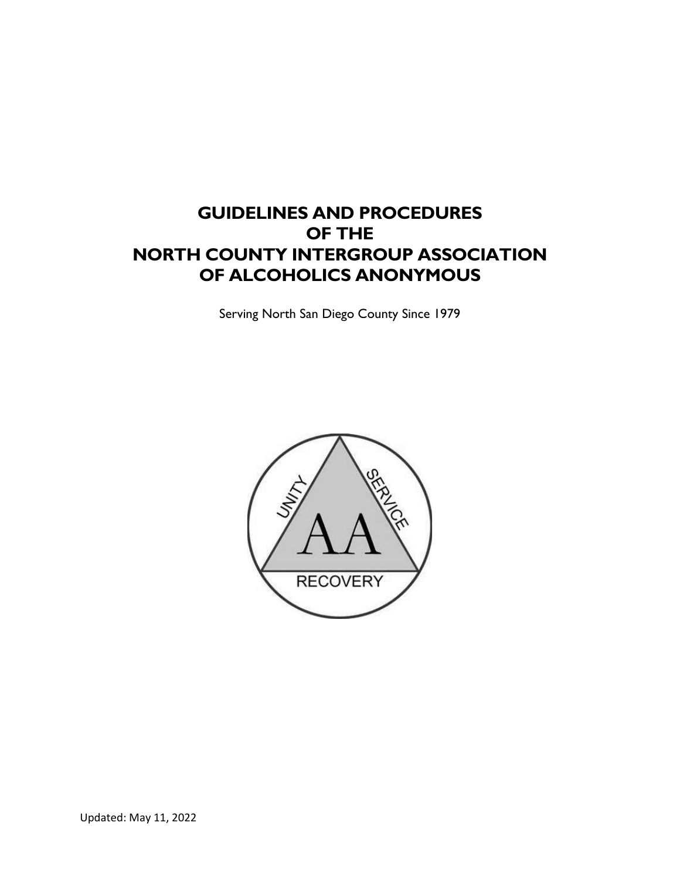# GUIDELINES AND PROCEDURES OF THE NORTH COUNTY INTERGROUP ASSOCIATION OF ALCOHOLICS ANONYMOUS

Serving North San Diego County Since 1979

Updated: May 11, 2022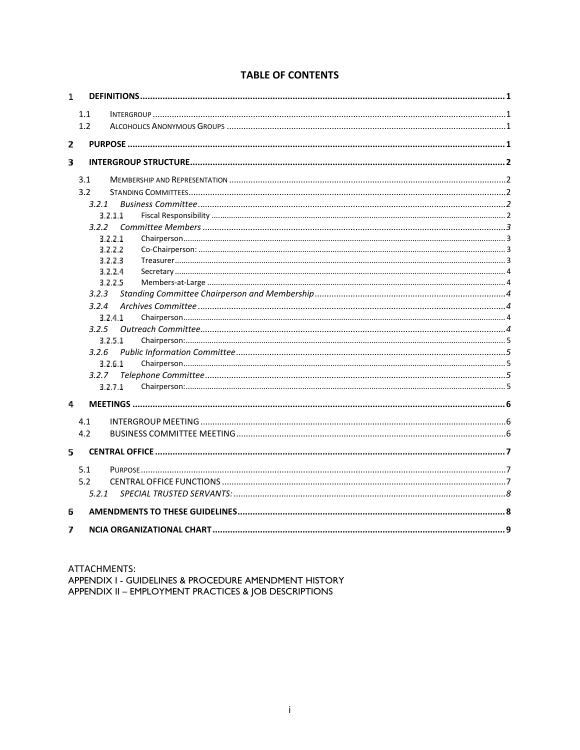# TABLE OF CONTENTS

1 **DEFINITIONS** ... 1
- 1.1 INTERGROUP ... 1
- 1.2 ALCOHOLICS ANONYMOUS GROUPS ... 1

2 **PURPOSE** ... 1

3 **INTERGROUP STRUCTURE** ... 2
- 3.1 MEMBERSHIP AND REPRESENTATION ... 2
- 3.2 STANDING COMMITTEES ... 2
  - *3.2.1 Business Committee* ... 2
    - 3.2.1.1 Fiscal Responsibility ... 2
  - *3.2.2 Committee Members* ... 3
    - 3.2.2.1 Chairperson ... 3
    - 3.2.2.2 Co-Chairperson: ... 3
    - 3.2.2.3 Treasurer ... 3
    - 3.2.2.4 Secretary ... 4
    - 3.2.2.5 Members-at-Large ... 4
  - *3.2.3 Standing Committee Chairperson and Membership* ... 4
  - *3.2.4 Archives Committee* ... 4
    - 3.2.4.1 Chairperson ... 4
  - *3.2.5 Outreach Committee* ... 4
    - 3.2.5.1 Chairperson: ... 5
  - *3.2.6 Public Information Committee* ... 5
    - 3.2.6.1 Chairperson ... 5
  - *3.2.7 Telephone Committee* ... 5
    - 3.2.7.1 Chairperson: ... 5

4 **MEETINGS** ... 6
- 4.1 INTERGROUP MEETING ... 6
- 4.2 BUSINESS COMMITTEE MEETING ... 6

5 **CENTRAL OFFICE** ... 7
- 5.1 PURPOSE ... 7
- 5.2 CENTRAL OFFICE FUNCTIONS ... 7
  - *5.2.1 SPECIAL TRUSTED SERVANTS:* ... 8

6 **AMENDMENTS TO THESE GUIDELINES** ... 8

7 **NCIA ORGANIZATIONAL CHART** ... 9

ATTACHMENTS:
APPENDIX I - GUIDELINES & PROCEDURE AMENDMENT HISTORY
APPENDIX II – EMPLOYMENT PRACTICES & JOB DESCRIPTIONS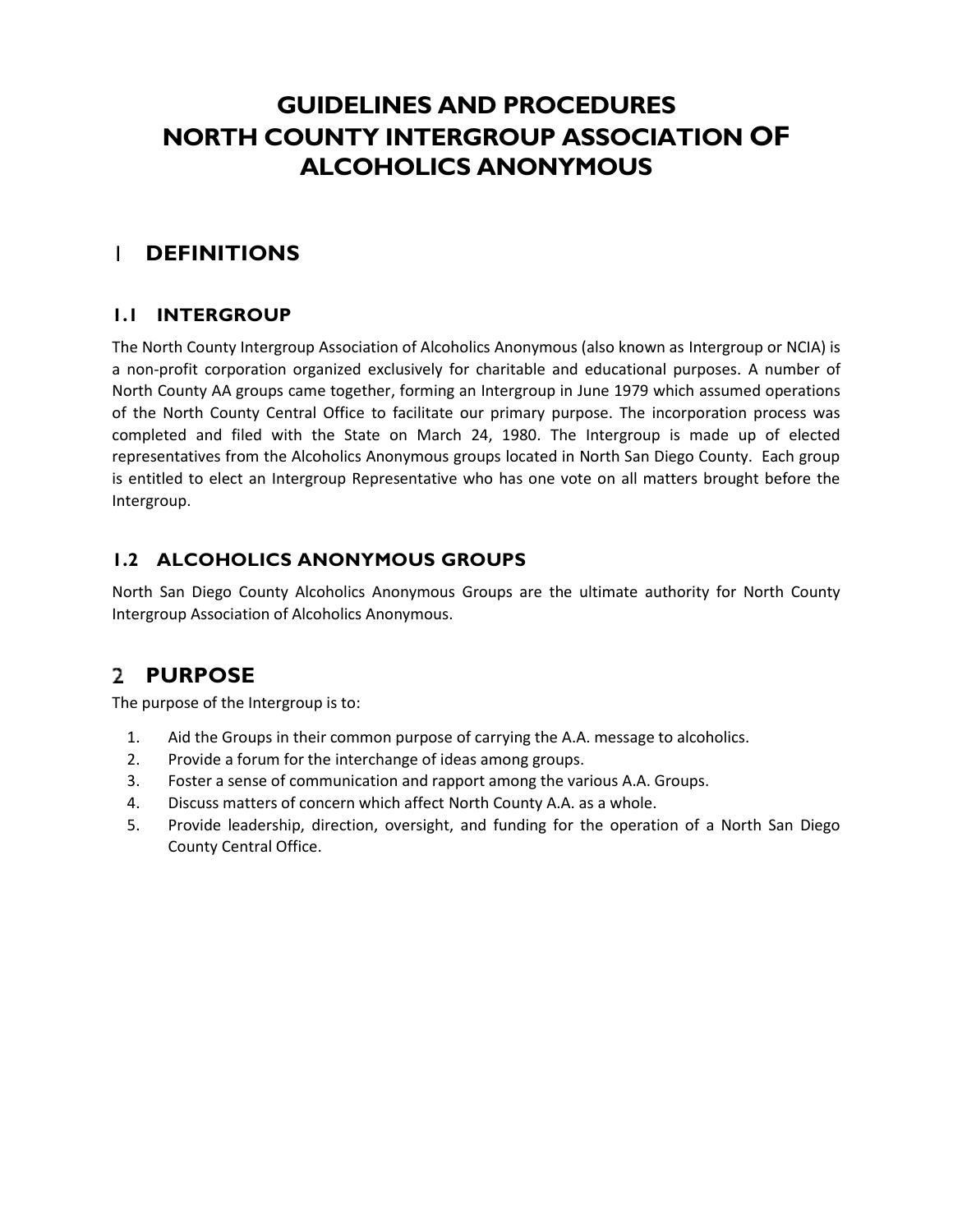# GUIDELINES AND PROCEDURES NORTH COUNTY INTERGROUP ASSOCIATION OF ALCOHOLICS ANONYMOUS

## 1 DEFINITIONS

### 1.1 INTERGROUP

The North County Intergroup Association of Alcoholics Anonymous (also known as Intergroup or NCIA) is a non-profit corporation organized exclusively for charitable and educational purposes. A number of North County AA groups came together, forming an Intergroup in June 1979 which assumed operations of the North County Central Office to facilitate our primary purpose. The incorporation process was completed and filed with the State on March 24, 1980. The Intergroup is made up of elected representatives from the Alcoholics Anonymous groups located in North San Diego County. Each group is entitled to elect an Intergroup Representative who has one vote on all matters brought before the Intergroup.

### 1.2 ALCOHOLICS ANONYMOUS GROUPS

North San Diego County Alcoholics Anonymous Groups are the ultimate authority for North County Intergroup Association of Alcoholics Anonymous.

## 2 PURPOSE

The purpose of the Intergroup is to:

1. Aid the Groups in their common purpose of carrying the A.A. message to alcoholics.
2. Provide a forum for the interchange of ideas among groups.
3. Foster a sense of communication and rapport among the various A.A. Groups.
4. Discuss matters of concern which affect North County A.A. as a whole.
5. Provide leadership, direction, oversight, and funding for the operation of a North San Diego County Central Office.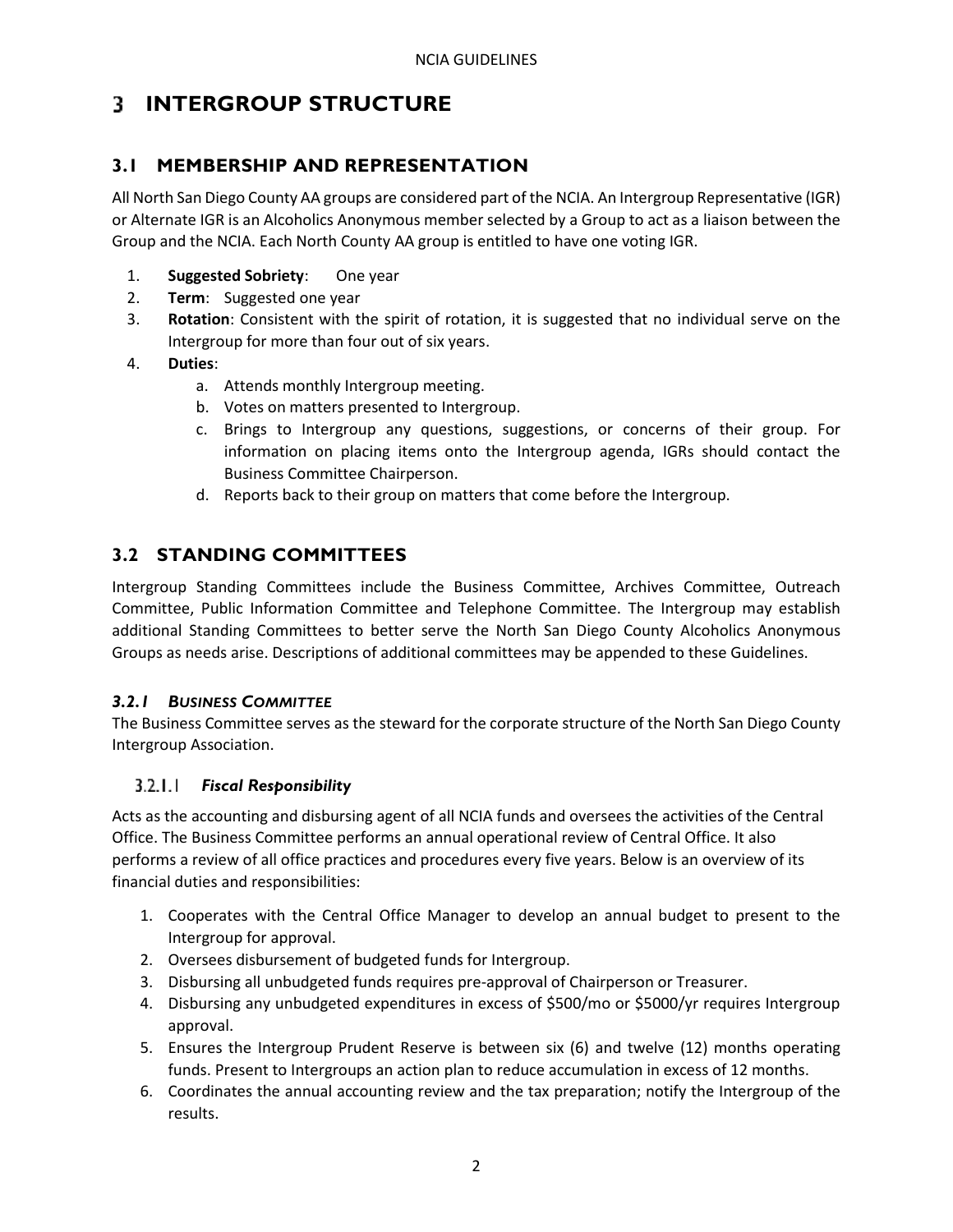# 3 INTERGROUP STRUCTURE

## 3.1 MEMBERSHIP AND REPRESENTATION

All North San Diego County AA groups are considered part of the NCIA. An Intergroup Representative (IGR) or Alternate IGR is an Alcoholics Anonymous member selected by a Group to act as a liaison between the Group and the NCIA. Each North County AA group is entitled to have one voting IGR.

1. **Suggested Sobriety**: One year
2. **Term**: Suggested one year
3. **Rotation**: Consistent with the spirit of rotation, it is suggested that no individual serve on the Intergroup for more than four out of six years.
4. **Duties**:
   a. Attends monthly Intergroup meeting.
   b. Votes on matters presented to Intergroup.
   c. Brings to Intergroup any questions, suggestions, or concerns of their group. For information on placing items onto the Intergroup agenda, IGRs should contact the Business Committee Chairperson.
   d. Reports back to their group on matters that come before the Intergroup.

## 3.2 STANDING COMMITTEES

Intergroup Standing Committees include the Business Committee, Archives Committee, Outreach Committee, Public Information Committee and Telephone Committee. The Intergroup may establish additional Standing Committees to better serve the North San Diego County Alcoholics Anonymous Groups as needs arise. Descriptions of additional committees may be appended to these Guidelines.

### *3.2.1 BUSINESS COMMITTEE*

The Business Committee serves as the steward for the corporate structure of the North San Diego County Intergroup Association.

#### 3.2.1.1 *Fiscal Responsibility*

Acts as the accounting and disbursing agent of all NCIA funds and oversees the activities of the Central Office. The Business Committee performs an annual operational review of Central Office. It also performs a review of all office practices and procedures every five years. Below is an overview of its financial duties and responsibilities:

1. Cooperates with the Central Office Manager to develop an annual budget to present to the Intergroup for approval.
2. Oversees disbursement of budgeted funds for Intergroup.
3. Disbursing all unbudgeted funds requires pre-approval of Chairperson or Treasurer.
4. Disbursing any unbudgeted expenditures in excess of $500/mo or $5000/yr requires Intergroup approval.
5. Ensures the Intergroup Prudent Reserve is between six (6) and twelve (12) months operating funds. Present to Intergroups an action plan to reduce accumulation in excess of 12 months.
6. Coordinates the annual accounting review and the tax preparation; notify the Intergroup of the results.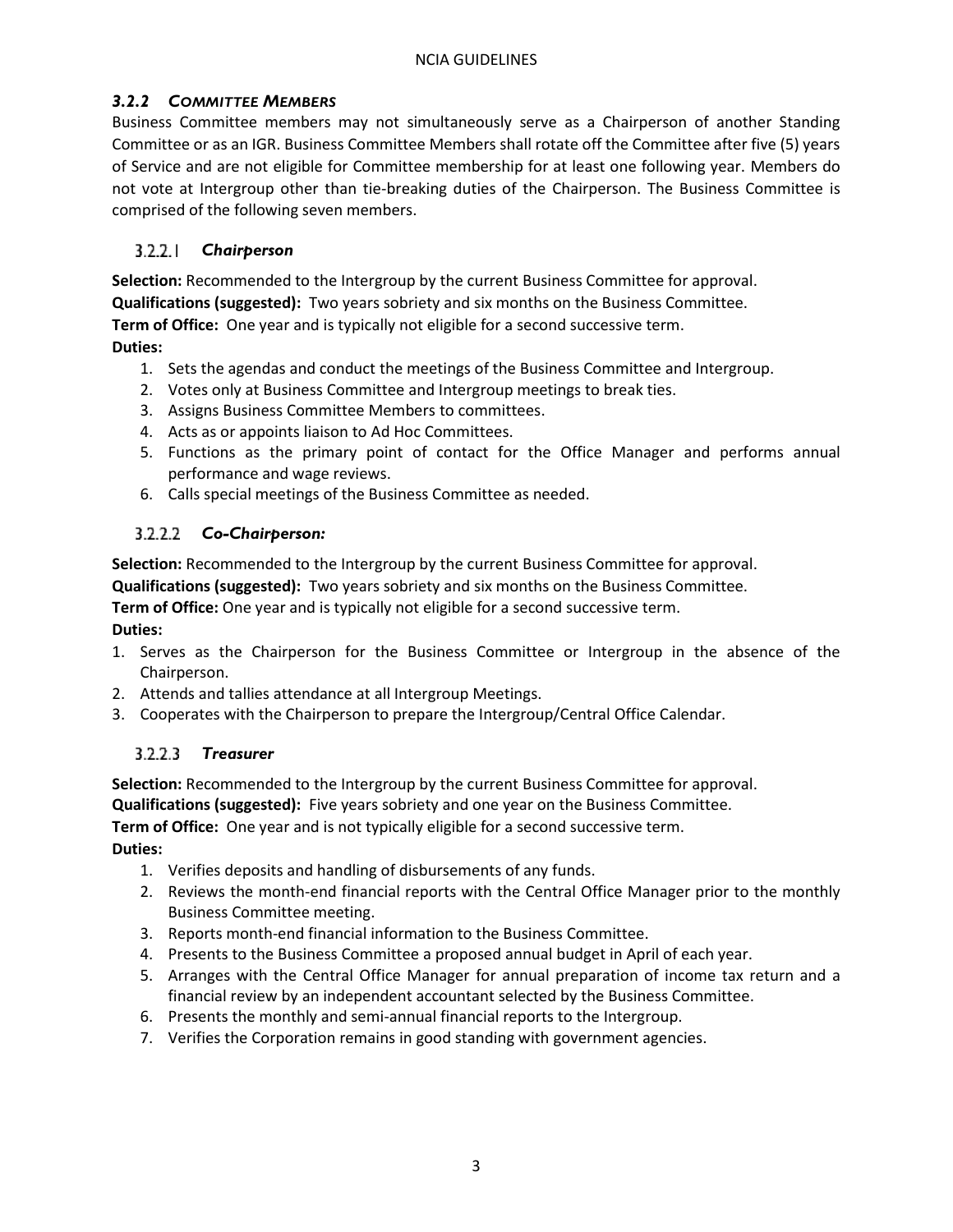### *3.2.2 Committee Members*

Business Committee members may not simultaneously serve as a Chairperson of another Standing Committee or as an IGR. Business Committee Members shall rotate off the Committee after five (5) years of Service and are not eligible for Committee membership for at least one following year. Members do not vote at Intergroup other than tie-breaking duties of the Chairperson. The Business Committee is comprised of the following seven members.

#### 3.2.2.1 *Chairperson*

**Selection:** Recommended to the Intergroup by the current Business Committee for approval.
**Qualifications (suggested):** Two years sobriety and six months on the Business Committee.
**Term of Office:** One year and is typically not eligible for a second successive term.
**Duties:**

1. Sets the agendas and conduct the meetings of the Business Committee and Intergroup.
2. Votes only at Business Committee and Intergroup meetings to break ties.
3. Assigns Business Committee Members to committees.
4. Acts as or appoints liaison to Ad Hoc Committees.
5. Functions as the primary point of contact for the Office Manager and performs annual performance and wage reviews.
6. Calls special meetings of the Business Committee as needed.

#### 3.2.2.2 *Co-Chairperson:*

**Selection:** Recommended to the Intergroup by the current Business Committee for approval.
**Qualifications (suggested):** Two years sobriety and six months on the Business Committee.
**Term of Office:** One year and is typically not eligible for a second successive term.
**Duties:**

1. Serves as the Chairperson for the Business Committee or Intergroup in the absence of the Chairperson.
2. Attends and tallies attendance at all Intergroup Meetings.
3. Cooperates with the Chairperson to prepare the Intergroup/Central Office Calendar.

#### 3.2.2.3 *Treasurer*

**Selection:** Recommended to the Intergroup by the current Business Committee for approval.
**Qualifications (suggested):** Five years sobriety and one year on the Business Committee.
**Term of Office:** One year and is not typically eligible for a second successive term.
**Duties:**

1. Verifies deposits and handling of disbursements of any funds.
2. Reviews the month-end financial reports with the Central Office Manager prior to the monthly Business Committee meeting.
3. Reports month-end financial information to the Business Committee.
4. Presents to the Business Committee a proposed annual budget in April of each year.
5. Arranges with the Central Office Manager for annual preparation of income tax return and a financial review by an independent accountant selected by the Business Committee.
6. Presents the monthly and semi-annual financial reports to the Intergroup.
7. Verifies the Corporation remains in good standing with government agencies.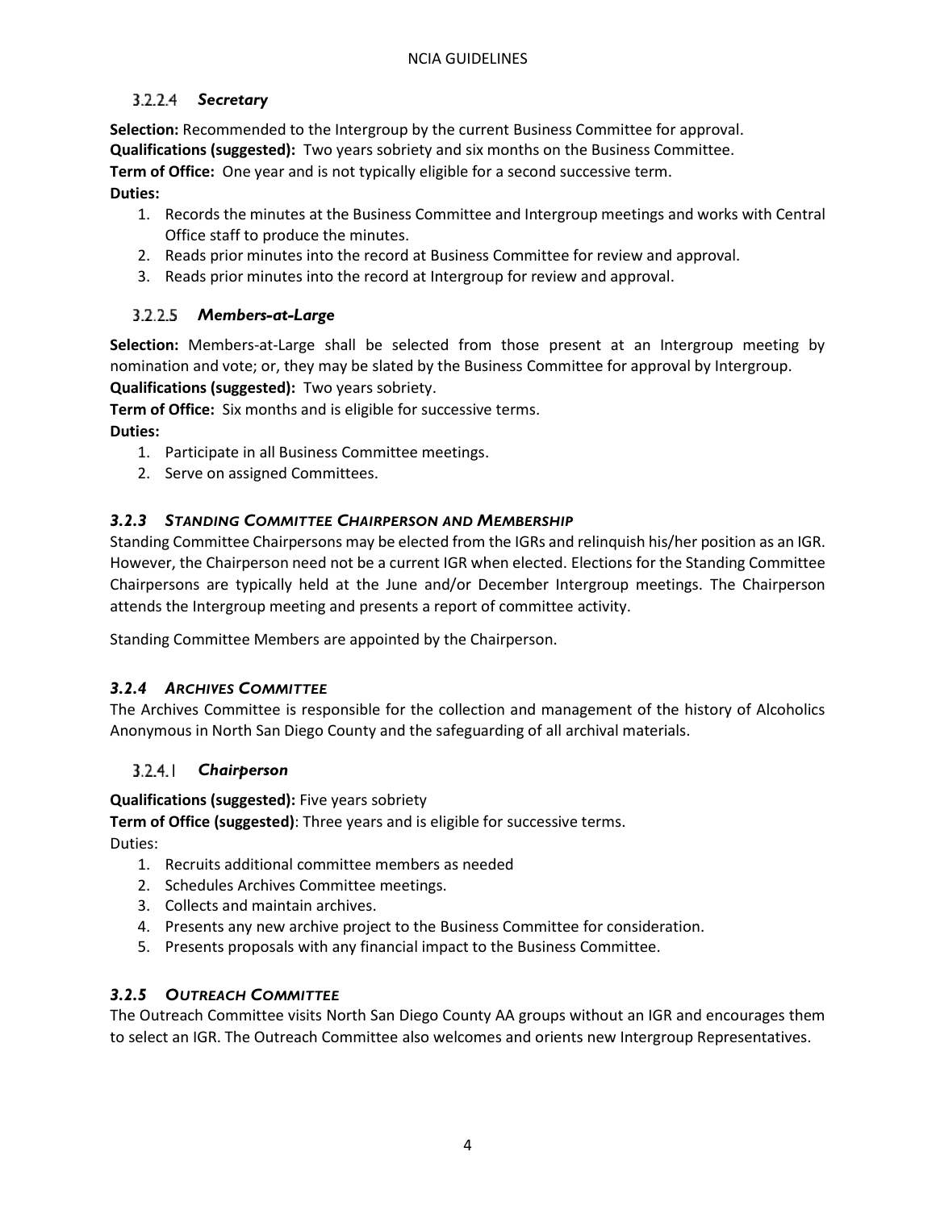#### 3.2.2.4 *Secretary*

**Selection:** Recommended to the Intergroup by the current Business Committee for approval.
**Qualifications (suggested):** Two years sobriety and six months on the Business Committee.
**Term of Office:** One year and is not typically eligible for a second successive term.
**Duties:**

1. Records the minutes at the Business Committee and Intergroup meetings and works with Central Office staff to produce the minutes.
2. Reads prior minutes into the record at Business Committee for review and approval.
3. Reads prior minutes into the record at Intergroup for review and approval.

#### 3.2.2.5 *Members-at-Large*

**Selection:** Members-at-Large shall be selected from those present at an Intergroup meeting by nomination and vote; or, they may be slated by the Business Committee for approval by Intergroup.
**Qualifications (suggested):** Two years sobriety.
**Term of Office:** Six months and is eligible for successive terms.
**Duties:**

1. Participate in all Business Committee meetings.
2. Serve on assigned Committees.

### *3.2.3 STANDING COMMITTEE CHAIRPERSON AND MEMBERSHIP*

Standing Committee Chairpersons may be elected from the IGRs and relinquish his/her position as an IGR. However, the Chairperson need not be a current IGR when elected. Elections for the Standing Committee Chairpersons are typically held at the June and/or December Intergroup meetings. The Chairperson attends the Intergroup meeting and presents a report of committee activity.

Standing Committee Members are appointed by the Chairperson.

### *3.2.4 ARCHIVES COMMITTEE*

The Archives Committee is responsible for the collection and management of the history of Alcoholics Anonymous in North San Diego County and the safeguarding of all archival materials.

#### 3.2.4.1 *Chairperson*

**Qualifications (suggested):** Five years sobriety
**Term of Office (suggested)**: Three years and is eligible for successive terms.
Duties:

1. Recruits additional committee members as needed
2. Schedules Archives Committee meetings.
3. Collects and maintain archives.
4. Presents any new archive project to the Business Committee for consideration.
5. Presents proposals with any financial impact to the Business Committee.

### *3.2.5 OUTREACH COMMITTEE*

The Outreach Committee visits North San Diego County AA groups without an IGR and encourages them to select an IGR. The Outreach Committee also welcomes and orients new Intergroup Representatives.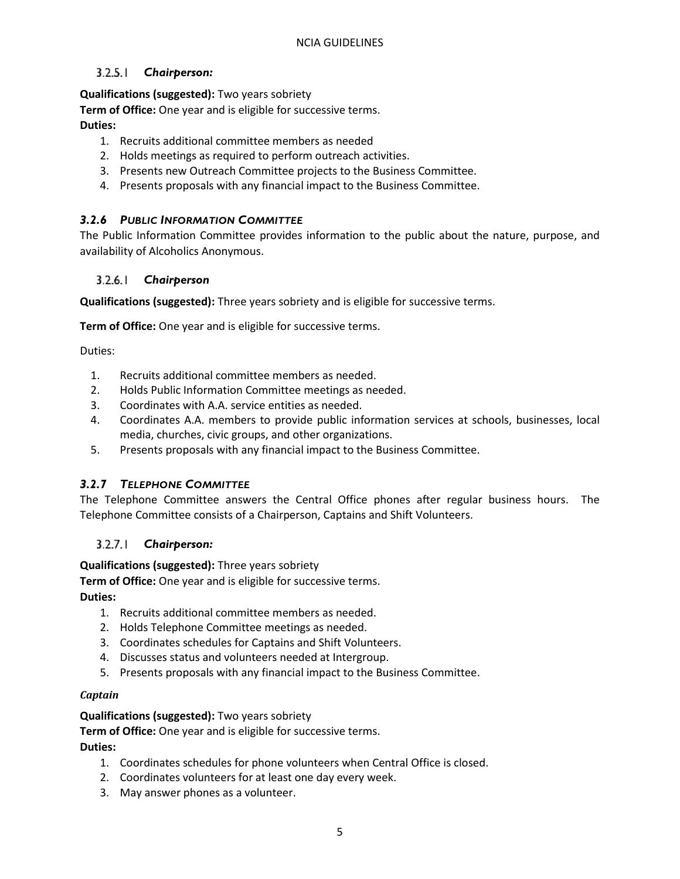#### 3.2.5.1 *Chairperson:*

**Qualifications (suggested):** Two years sobriety

**Term of Office:** One year and is eligible for successive terms.

**Duties:**

1. Recruits additional committee members as needed
2. Holds meetings as required to perform outreach activities.
3. Presents new Outreach Committee projects to the Business Committee.
4. Presents proposals with any financial impact to the Business Committee.

### *3.2.6 PUBLIC INFORMATION COMMITTEE*

The Public Information Committee provides information to the public about the nature, purpose, and availability of Alcoholics Anonymous.

#### 3.2.6.1 *Chairperson*

**Qualifications (suggested):** Three years sobriety and is eligible for successive terms.

**Term of Office:** One year and is eligible for successive terms.

Duties:

1. Recruits additional committee members as needed.
2. Holds Public Information Committee meetings as needed.
3. Coordinates with A.A. service entities as needed.
4. Coordinates A.A. members to provide public information services at schools, businesses, local media, churches, civic groups, and other organizations.
5. Presents proposals with any financial impact to the Business Committee.

### *3.2.7 TELEPHONE COMMITTEE*

The Telephone Committee answers the Central Office phones after regular business hours. The Telephone Committee consists of a Chairperson, Captains and Shift Volunteers.

#### 3.2.7.1 *Chairperson:*

**Qualifications (suggested):** Three years sobriety

**Term of Office:** One year and is eligible for successive terms.

**Duties:**

1. Recruits additional committee members as needed.
2. Holds Telephone Committee meetings as needed.
3. Coordinates schedules for Captains and Shift Volunteers.
4. Discusses status and volunteers needed at Intergroup.
5. Presents proposals with any financial impact to the Business Committee.

***Captain***

**Qualifications (suggested):** Two years sobriety

**Term of Office:** One year and is eligible for successive terms.

**Duties:**

1. Coordinates schedules for phone volunteers when Central Office is closed.
2. Coordinates volunteers for at least one day every week.
3. May answer phones as a volunteer.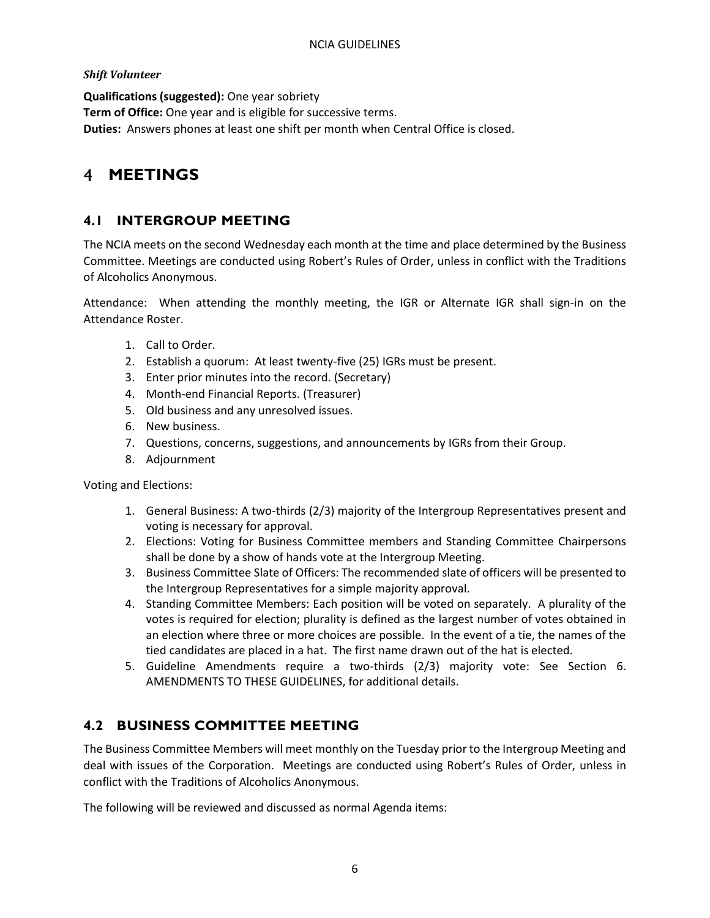*Shift Volunteer*

**Qualifications (suggested):** One year sobriety
**Term of Office:** One year and is eligible for successive terms.
**Duties:** Answers phones at least one shift per month when Central Office is closed.

# 4 MEETINGS

## 4.1 INTERGROUP MEETING

The NCIA meets on the second Wednesday each month at the time and place determined by the Business Committee. Meetings are conducted using Robert's Rules of Order, unless in conflict with the Traditions of Alcoholics Anonymous.

Attendance: When attending the monthly meeting, the IGR or Alternate IGR shall sign-in on the Attendance Roster.

1. Call to Order.
2. Establish a quorum: At least twenty-five (25) IGRs must be present.
3. Enter prior minutes into the record. (Secretary)
4. Month-end Financial Reports. (Treasurer)
5. Old business and any unresolved issues.
6. New business.
7. Questions, concerns, suggestions, and announcements by IGRs from their Group.
8. Adjournment

Voting and Elections:

1. General Business: A two-thirds (2/3) majority of the Intergroup Representatives present and voting is necessary for approval.
2. Elections: Voting for Business Committee members and Standing Committee Chairpersons shall be done by a show of hands vote at the Intergroup Meeting.
3. Business Committee Slate of Officers: The recommended slate of officers will be presented to the Intergroup Representatives for a simple majority approval.
4. Standing Committee Members: Each position will be voted on separately. A plurality of the votes is required for election; plurality is defined as the largest number of votes obtained in an election where three or more choices are possible. In the event of a tie, the names of the tied candidates are placed in a hat. The first name drawn out of the hat is elected.
5. Guideline Amendments require a two-thirds (2/3) majority vote: See Section 6. AMENDMENTS TO THESE GUIDELINES, for additional details.

## 4.2 BUSINESS COMMITTEE MEETING

The Business Committee Members will meet monthly on the Tuesday prior to the Intergroup Meeting and deal with issues of the Corporation. Meetings are conducted using Robert's Rules of Order, unless in conflict with the Traditions of Alcoholics Anonymous.

The following will be reviewed and discussed as normal Agenda items: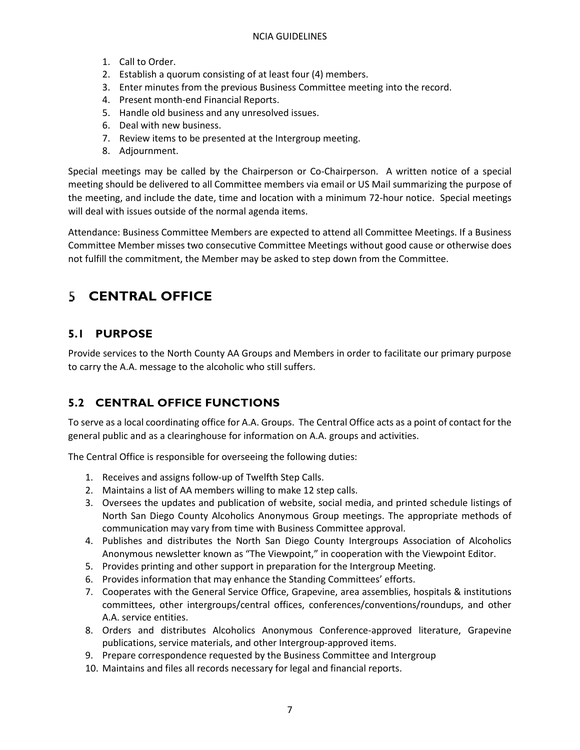1. Call to Order.
2. Establish a quorum consisting of at least four (4) members.
3. Enter minutes from the previous Business Committee meeting into the record.
4. Present month-end Financial Reports.
5. Handle old business and any unresolved issues.
6. Deal with new business.
7. Review items to be presented at the Intergroup meeting.
8. Adjournment.

Special meetings may be called by the Chairperson or Co-Chairperson. A written notice of a special meeting should be delivered to all Committee members via email or US Mail summarizing the purpose of the meeting, and include the date, time and location with a minimum 72-hour notice. Special meetings will deal with issues outside of the normal agenda items.

Attendance: Business Committee Members are expected to attend all Committee Meetings. If a Business Committee Member misses two consecutive Committee Meetings without good cause or otherwise does not fulfill the commitment, the Member may be asked to step down from the Committee.

# 5 CENTRAL OFFICE

## 5.1 PURPOSE

Provide services to the North County AA Groups and Members in order to facilitate our primary purpose to carry the A.A. message to the alcoholic who still suffers.

## 5.2 CENTRAL OFFICE FUNCTIONS

To serve as a local coordinating office for A.A. Groups. The Central Office acts as a point of contact for the general public and as a clearinghouse for information on A.A. groups and activities.

The Central Office is responsible for overseeing the following duties:

1. Receives and assigns follow-up of Twelfth Step Calls.
2. Maintains a list of AA members willing to make 12 step calls.
3. Oversees the updates and publication of website, social media, and printed schedule listings of North San Diego County Alcoholics Anonymous Group meetings. The appropriate methods of communication may vary from time with Business Committee approval.
4. Publishes and distributes the North San Diego County Intergroups Association of Alcoholics Anonymous newsletter known as "The Viewpoint," in cooperation with the Viewpoint Editor.
5. Provides printing and other support in preparation for the Intergroup Meeting.
6. Provides information that may enhance the Standing Committees' efforts.
7. Cooperates with the General Service Office, Grapevine, area assemblies, hospitals & institutions committees, other intergroups/central offices, conferences/conventions/roundups, and other A.A. service entities.
8. Orders and distributes Alcoholics Anonymous Conference-approved literature, Grapevine publications, service materials, and other Intergroup-approved items.
9. Prepare correspondence requested by the Business Committee and Intergroup
10. Maintains and files all records necessary for legal and financial reports.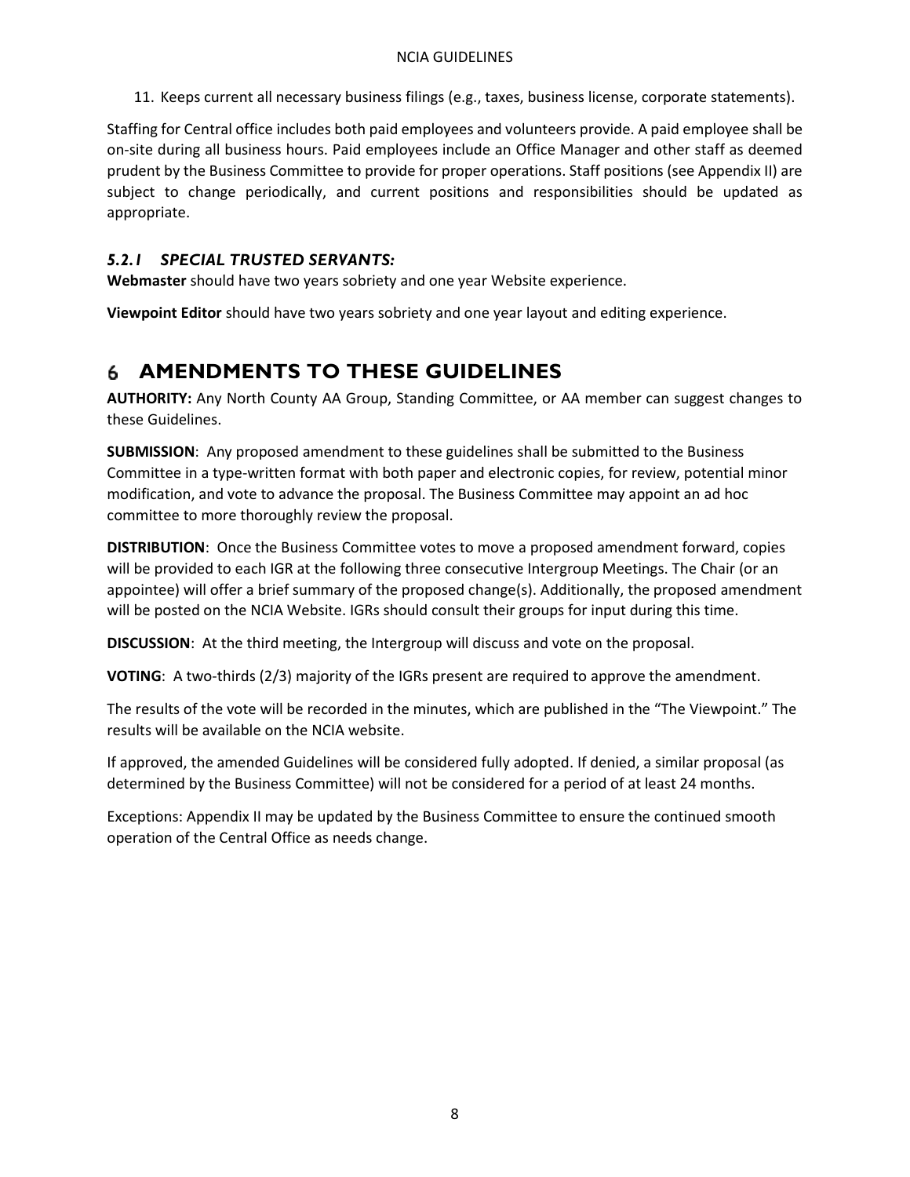11. Keeps current all necessary business filings (e.g., taxes, business license, corporate statements).

Staffing for Central office includes both paid employees and volunteers provide. A paid employee shall be on-site during all business hours. Paid employees include an Office Manager and other staff as deemed prudent by the Business Committee to provide for proper operations. Staff positions (see Appendix II) are subject to change periodically, and current positions and responsibilities should be updated as appropriate.

### *5.2.1 SPECIAL TRUSTED SERVANTS:*

**Webmaster** should have two years sobriety and one year Website experience.

**Viewpoint Editor** should have two years sobriety and one year layout and editing experience.

# 6 AMENDMENTS TO THESE GUIDELINES

**AUTHORITY:** Any North County AA Group, Standing Committee, or AA member can suggest changes to these Guidelines.

**SUBMISSION**: Any proposed amendment to these guidelines shall be submitted to the Business Committee in a type-written format with both paper and electronic copies, for review, potential minor modification, and vote to advance the proposal. The Business Committee may appoint an ad hoc committee to more thoroughly review the proposal.

**DISTRIBUTION**: Once the Business Committee votes to move a proposed amendment forward, copies will be provided to each IGR at the following three consecutive Intergroup Meetings. The Chair (or an appointee) will offer a brief summary of the proposed change(s). Additionally, the proposed amendment will be posted on the NCIA Website. IGRs should consult their groups for input during this time.

**DISCUSSION**: At the third meeting, the Intergroup will discuss and vote on the proposal.

**VOTING**: A two-thirds (2/3) majority of the IGRs present are required to approve the amendment.

The results of the vote will be recorded in the minutes, which are published in the "The Viewpoint." The results will be available on the NCIA website.

If approved, the amended Guidelines will be considered fully adopted. If denied, a similar proposal (as determined by the Business Committee) will not be considered for a period of at least 24 months.

Exceptions: Appendix II may be updated by the Business Committee to ensure the continued smooth operation of the Central Office as needs change.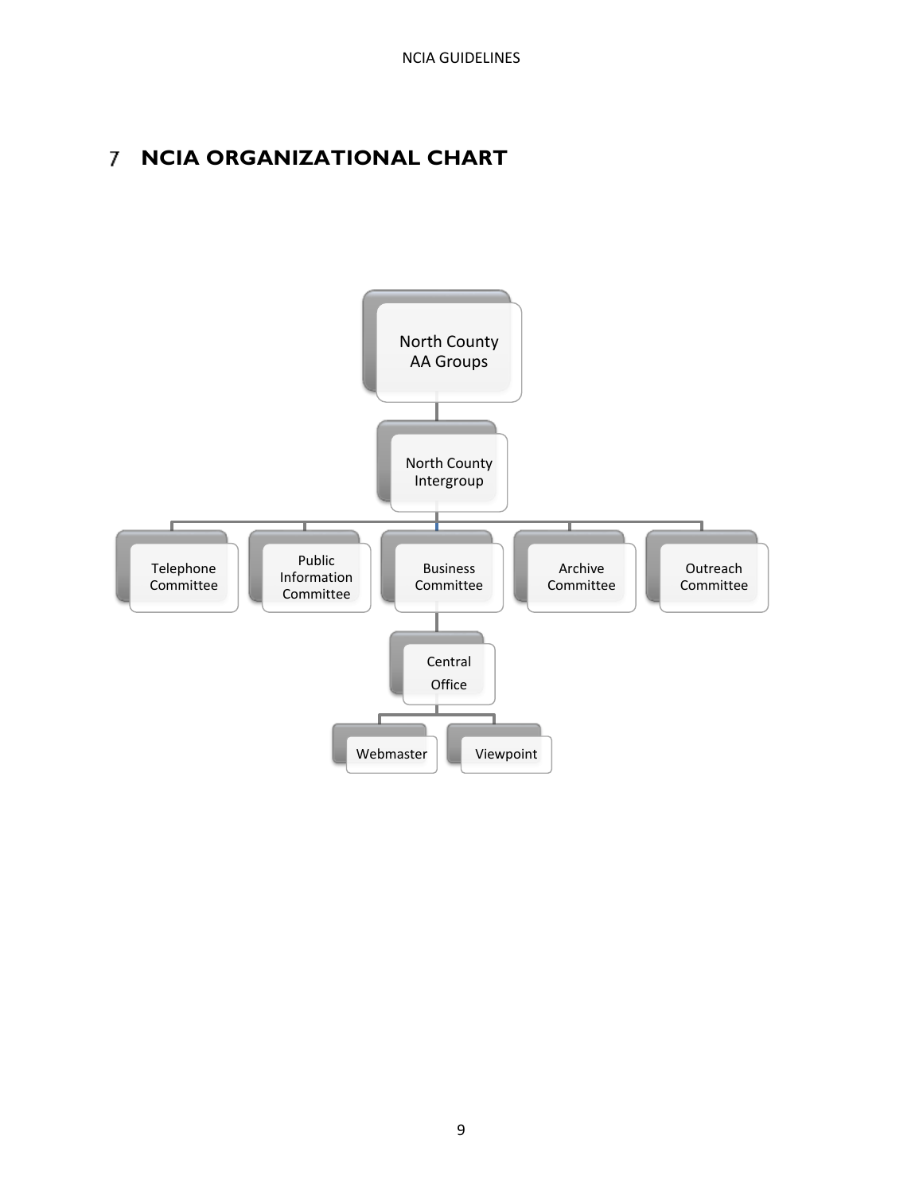# 7 NCIA ORGANIZATIONAL CHART

- North County AA Groups
  - North County Intergroup
    - Telephone Committee
    - Public Information Committee
    - Business Committee
      - Central Office
        - Webmaster
        - Viewpoint
    - Archive Committee
    - Outreach Committee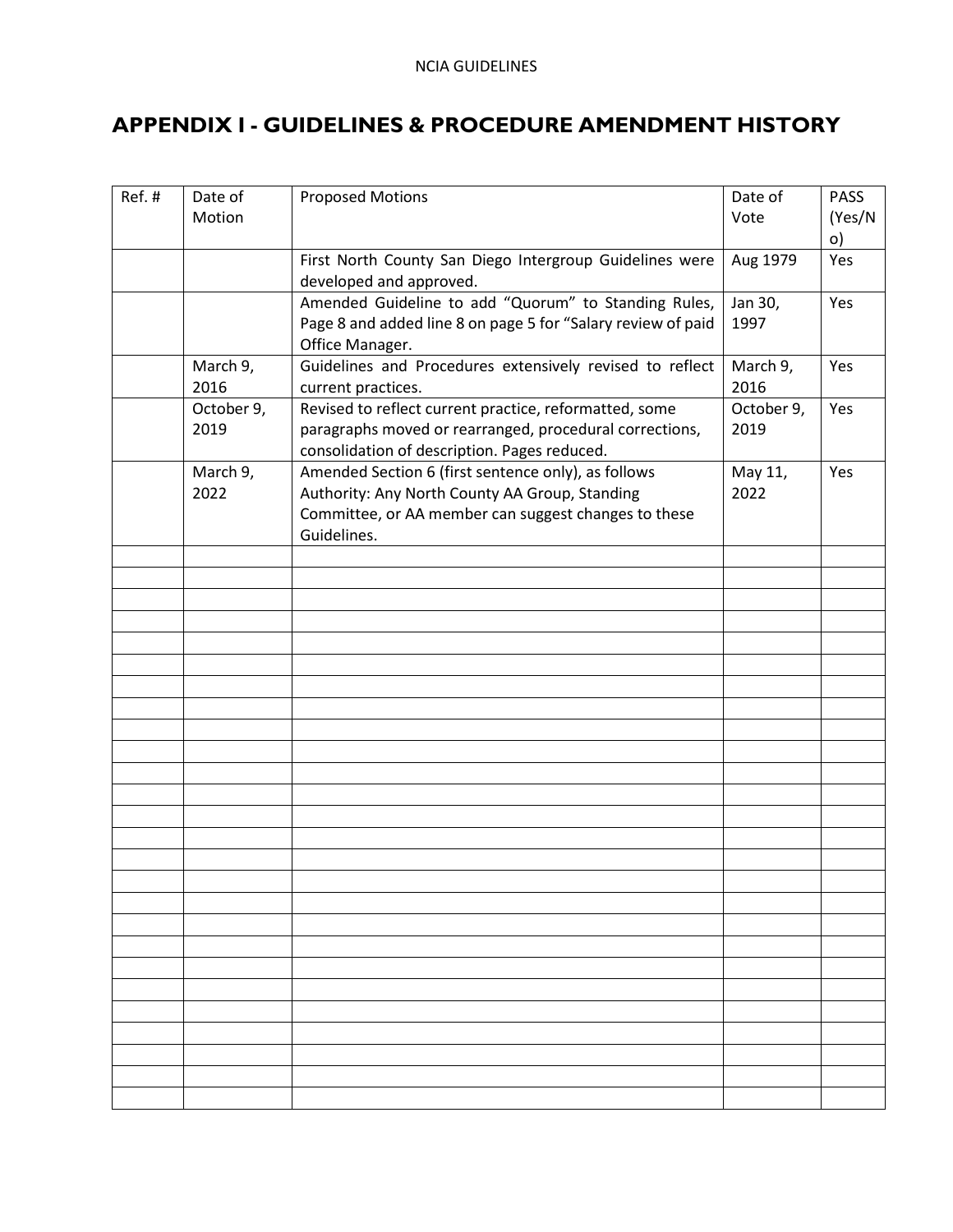# APPENDIX I - GUIDELINES & PROCEDURE AMENDMENT HISTORY

| Ref. # | Date of Motion | Proposed Motions | Date of Vote | PASS (Yes/No) |
|---|---|---|---|---|
| | | First North County San Diego Intergroup Guidelines were developed and approved. | Aug 1979 | Yes |
| | | Amended Guideline to add "Quorum" to Standing Rules, Page 8 and added line 8 on page 5 for "Salary review of paid Office Manager. | Jan 30, 1997 | Yes |
| | March 9, 2016 | Guidelines and Procedures extensively revised to reflect current practices. | March 9, 2016 | Yes |
| | October 9, 2019 | Revised to reflect current practice, reformatted, some paragraphs moved or rearranged, procedural corrections, consolidation of description. Pages reduced. | October 9, 2019 | Yes |
| | March 9, 2022 | Amended Section 6 (first sentence only), as follows Authority: Any North County AA Group, Standing Committee, or AA member can suggest changes to these Guidelines. | May 11, 2022 | Yes |
| | | | | |
| | | | | |
| | | | | |
| | | | | |
| | | | | |
| | | | | |
| | | | | |
| | | | | |
| | | | | |
| | | | | |
| | | | | |
| | | | | |
| | | | | |
| | | | | |
| | | | | |
| | | | | |
| | | | | |
| | | | | |
| | | | | |
| | | | | |
| | | | | |
| | | | | |
| | | | | |
| | | | | |
| | | | | |
| | | | | |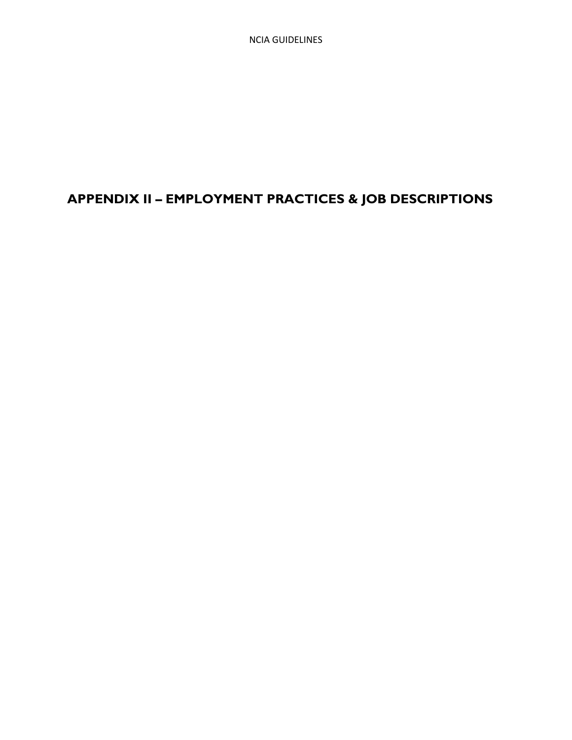# APPENDIX II – EMPLOYMENT PRACTICES & JOB DESCRIPTIONS